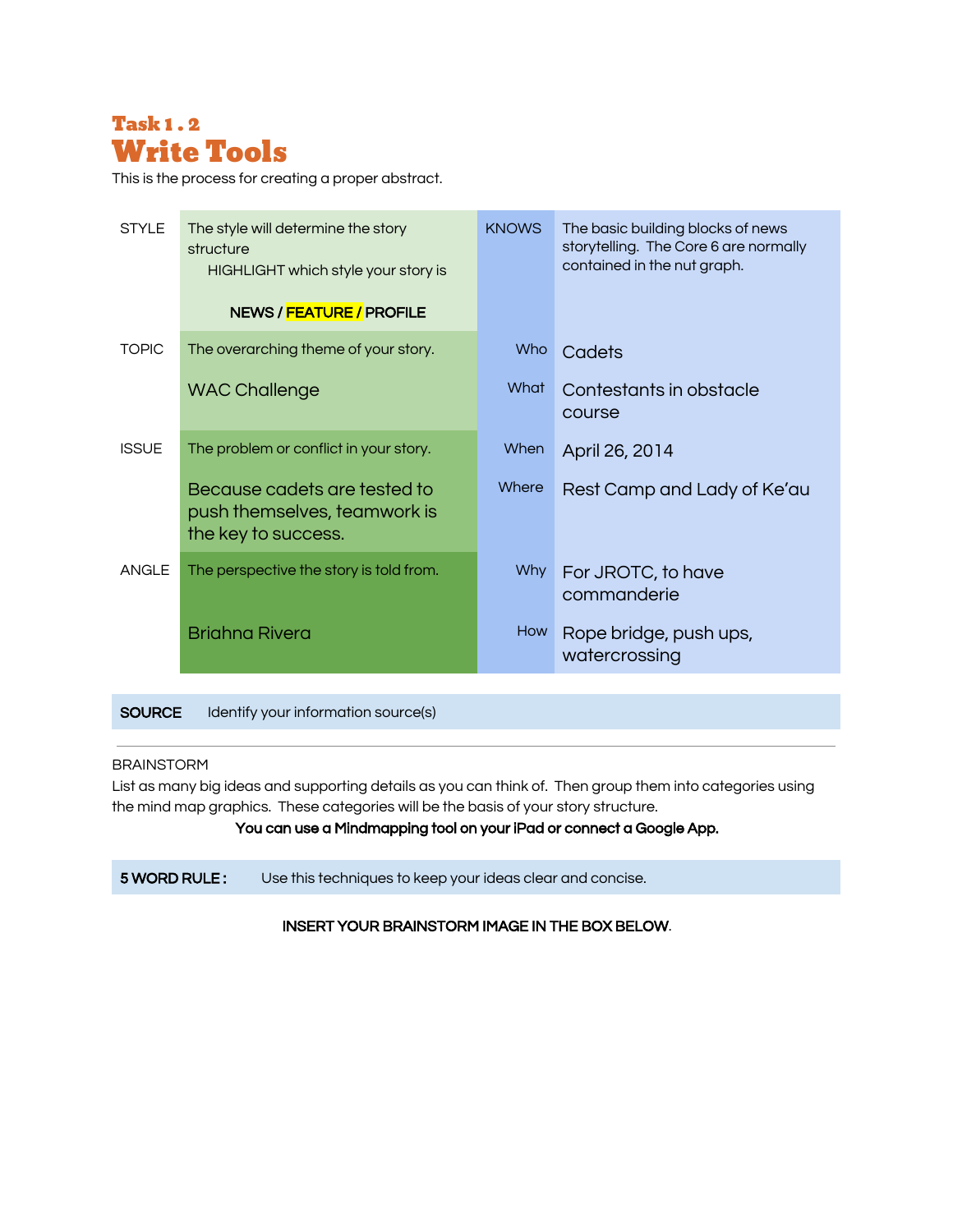### Task 1 . 2

# Write Tools

This is the process for creating a proper abstract.

| | | | |
|---|---|---|---|
| STYLE | The style will determine the story structure<br>HIGHLIGHT which style your story is<br>**NEWS / FEATURE / PROFILE** | KNOWS | The basic building blocks of news storytelling. The Core 6 are normally contained in the nut graph. |
| TOPIC | The overarching theme of your story.<br>WAC Challenge | Who | Cadets |
| | | What | Contestants in obstacle course |
| ISSUE | The problem or conflict in your story.<br>Because cadets are tested to push themselves, teamwork is the key to success. | When | April 26, 2014 |
| | | Where | Rest Camp and Lady of Ke'au |
| ANGLE | The perspective the story is told from.<br>Briahna Rivera | Why | For JROTC, to have commanderie |
| | | How | Rope bridge, push ups, watercrossing |

**SOURCE** Identify your information source(s)

---

BRAINSTORM

List as many big ideas and supporting details as you can think of. Then group them into categories using the mind map graphics. These categories will be the basis of your story structure.

**You can use a Mindmapping tool on your iPad or connect a Google App.**

**5 WORD RULE :** Use this techniques to keep your ideas clear and concise.

**INSERT YOUR BRAINSTORM IMAGE IN THE BOX BELOW**.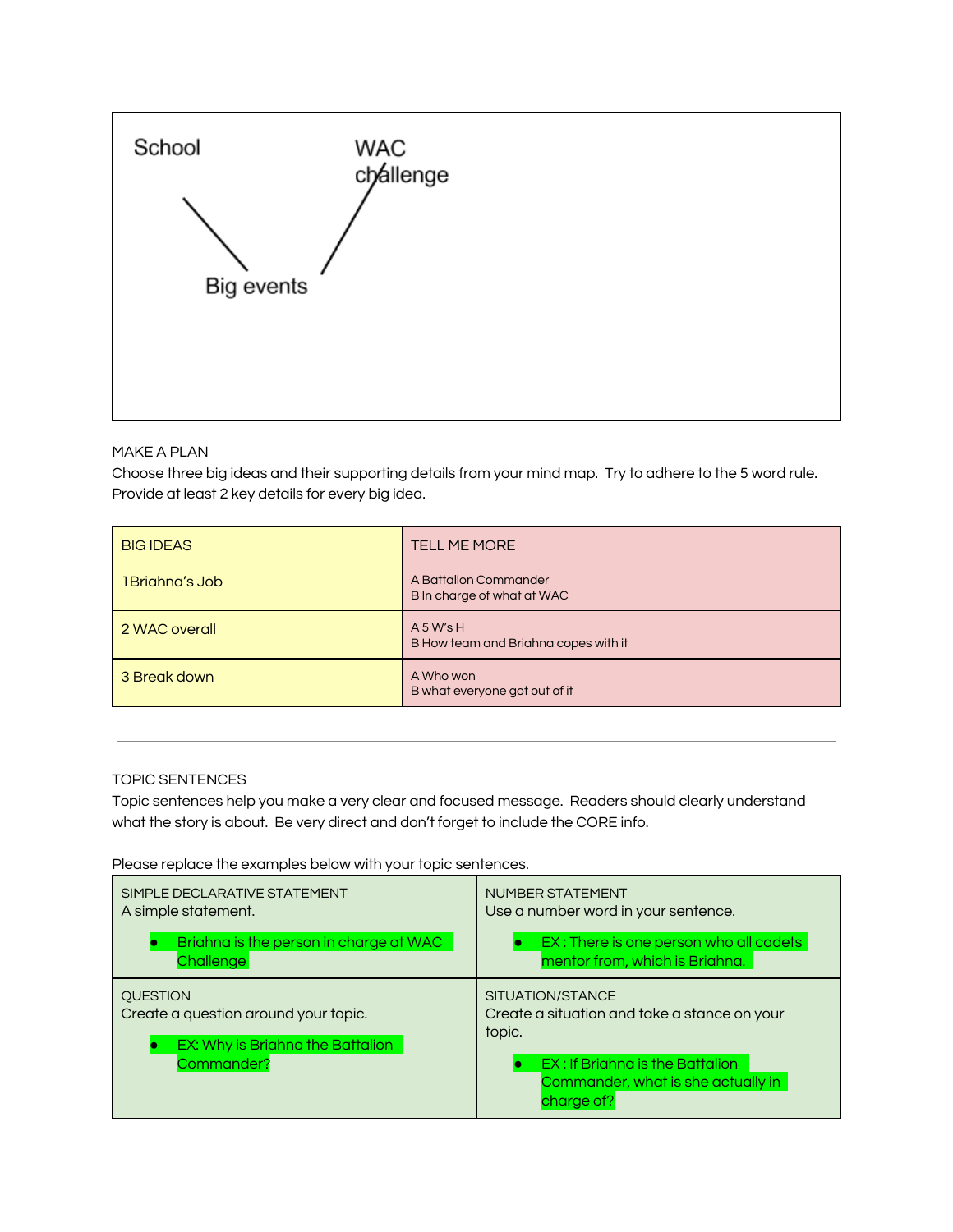School

WAC challenge

Big events

MAKE A PLAN

Choose three big ideas and their supporting details from your mind map. Try to adhere to the 5 word rule. Provide at least 2 key details for every big idea.

| BIG IDEAS | TELL ME MORE |
|---|---|
| 1 Briahna's Job | A Battalion Commander<br>B In charge of what at WAC |
| 2 WAC overall | A 5 W's H<br>B How team and Briahna copes with it |
| 3 Break down | A Who won<br>B what everyone got out of it |

---

TOPIC SENTENCES

Topic sentences help you make a very clear and focused message. Readers should clearly understand what the story is about. Be very direct and don't forget to include the CORE info.

Please replace the examples below with your topic sentences.

| SIMPLE DECLARATIVE STATEMENT<br>A simple statement.<br>• Briahna is the person in charge at WAC Challenge | NUMBER STATEMENT<br>Use a number word in your sentence.<br>• EX : There is one person who all cadets mentor from, which is Briahna. |
|---|---|
| QUESTION<br>Create a question around your topic.<br>• EX: Why is Briahna the Battalion Commander? | SITUATION/STANCE<br>Create a situation and take a stance on your topic.<br>• EX : If Briahna is the Battalion Commander, what is she actually in charge of? |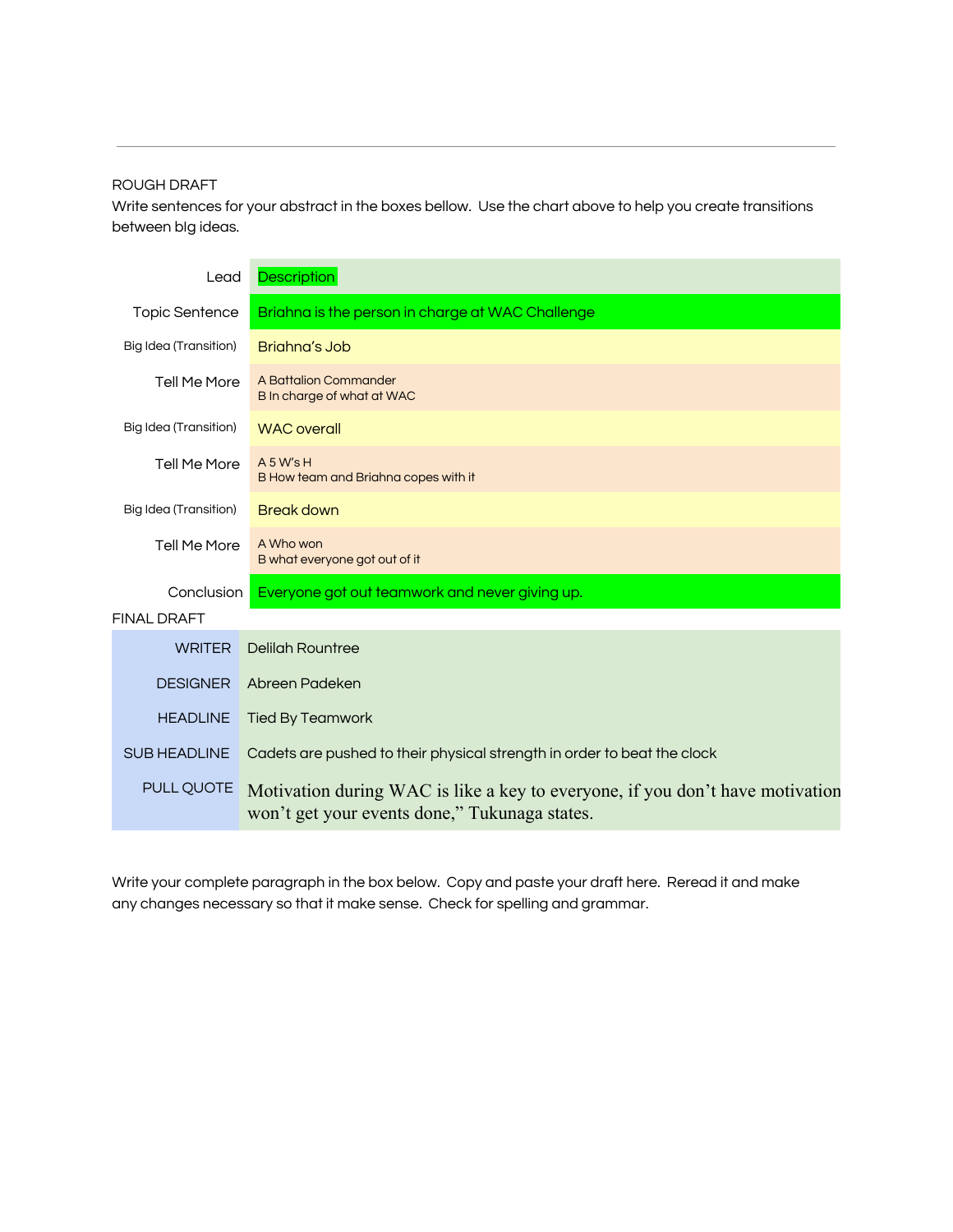ROUGH DRAFT
Write sentences for your abstract in the boxes bellow. Use the chart above to help you create transitions between big ideas.

| | |
|---|---|
| Lead | Description |
| Topic Sentence | Briahna is the person in charge at WAC Challenge |
| Big Idea (Transition) | Briahna's Job |
| Tell Me More | A Battalion Commander<br>B In charge of what at WAC |
| Big Idea (Transition) | WAC overall |
| Tell Me More | A 5 W's H<br>B How team and Briahna copes with it |
| Big Idea (Transition) | Break down |
| Tell Me More | A Who won<br>B what everyone got out of it |
| Conclusion | Everyone got out teamwork and never giving up. |

FINAL DRAFT

| | |
|---|---|
| WRITER | Delilah Rountree |
| DESIGNER | Abreen Padeken |
| HEADLINE | Tied By Teamwork |
| SUB HEADLINE | Cadets are pushed to their physical strength in order to beat the clock |
| PULL QUOTE | Motivation during WAC is like a key to everyone, if you don't have motivation won't get your events done," Tukunaga states. |

Write your complete paragraph in the box below. Copy and paste your draft here. Reread it and make any changes necessary so that it make sense. Check for spelling and grammar.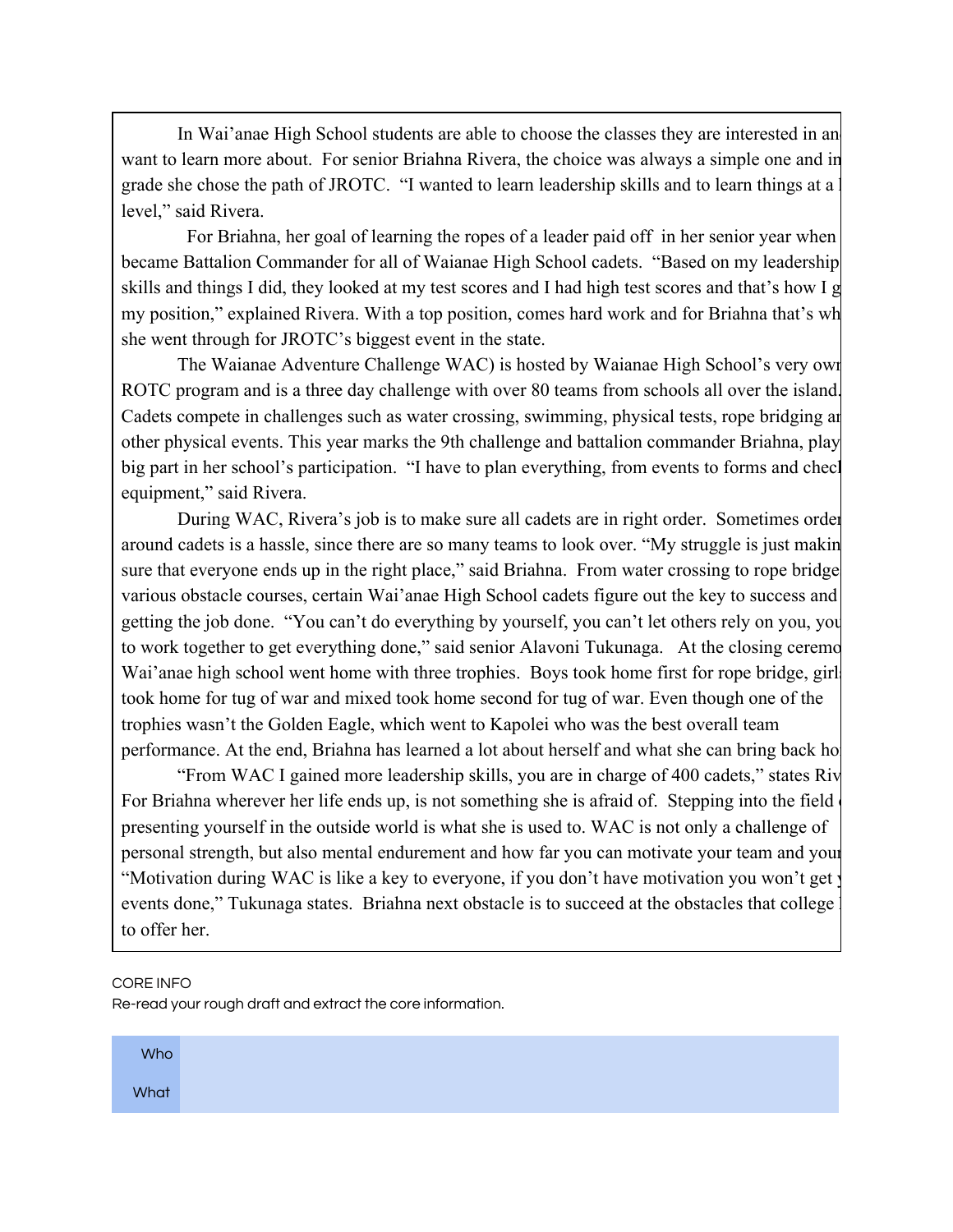In Wai'anae High School students are able to choose the classes they are interested in an want to learn more about. For senior Briahna Rivera, the choice was always a simple one and in grade she chose the path of JROTC. "I wanted to learn leadership skills and to learn things at a level," said Rivera.

For Briahna, her goal of learning the ropes of a leader paid off in her senior year when became Battalion Commander for all of Waianae High School cadets. "Based on my leadership skills and things I did, they looked at my test scores and I had high test scores and that's how I g my position," explained Rivera. With a top position, comes hard work and for Briahna that's wh she went through for JROTC's biggest event in the state.

The Waianae Adventure Challenge WAC) is hosted by Waianae High School's very own ROTC program and is a three day challenge with over 80 teams from schools all over the island. Cadets compete in challenges such as water crossing, swimming, physical tests, rope bridging ar other physical events. This year marks the 9th challenge and battalion commander Briahna, play big part in her school's participation. "I have to plan everything, from events to forms and checl equipment," said Rivera.

During WAC, Rivera's job is to make sure all cadets are in right order. Sometimes order around cadets is a hassle, since there are so many teams to look over. "My struggle is just makin sure that everyone ends up in the right place," said Briahna. From water crossing to rope bridge various obstacle courses, certain Wai'anae High School cadets figure out the key to success and getting the job done. "You can't do everything by yourself, you can't let others rely on you, you to work together to get everything done," said senior Alavoni Tukunaga. At the closing ceremo Wai'anae high school went home with three trophies. Boys took home first for rope bridge, girls took home for tug of war and mixed took home second for tug of war. Even though one of the trophies wasn't the Golden Eagle, which went to Kapolei who was the best overall team performance. At the end, Briahna has learned a lot about herself and what she can bring back ho

"From WAC I gained more leadership skills, you are in charge of 400 cadets," states Riv For Briahna wherever her life ends up, is not something she is afraid of. Stepping into the field presenting yourself in the outside world is what she is used to. WAC is not only a challenge of personal strength, but also mental endurement and how far you can motivate your team and your "Motivation during WAC is like a key to everyone, if you don't have motivation you won't get events done," Tukunaga states. Briahna next obstacle is to succeed at the obstacles that college to offer her.

CORE INFO

Re-read your rough draft and extract the core information.

| Who | |
|---|---|
| What | |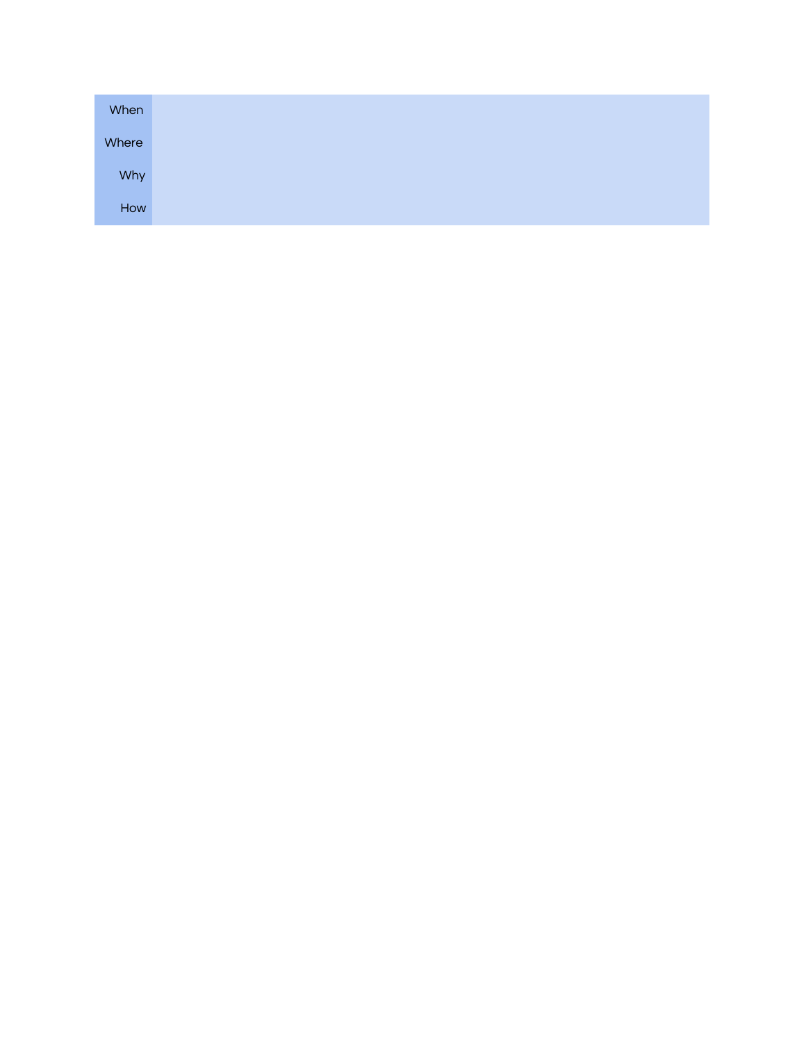| | |
|---|---|
| When | |
| Where | |
| Why | |
| How | |